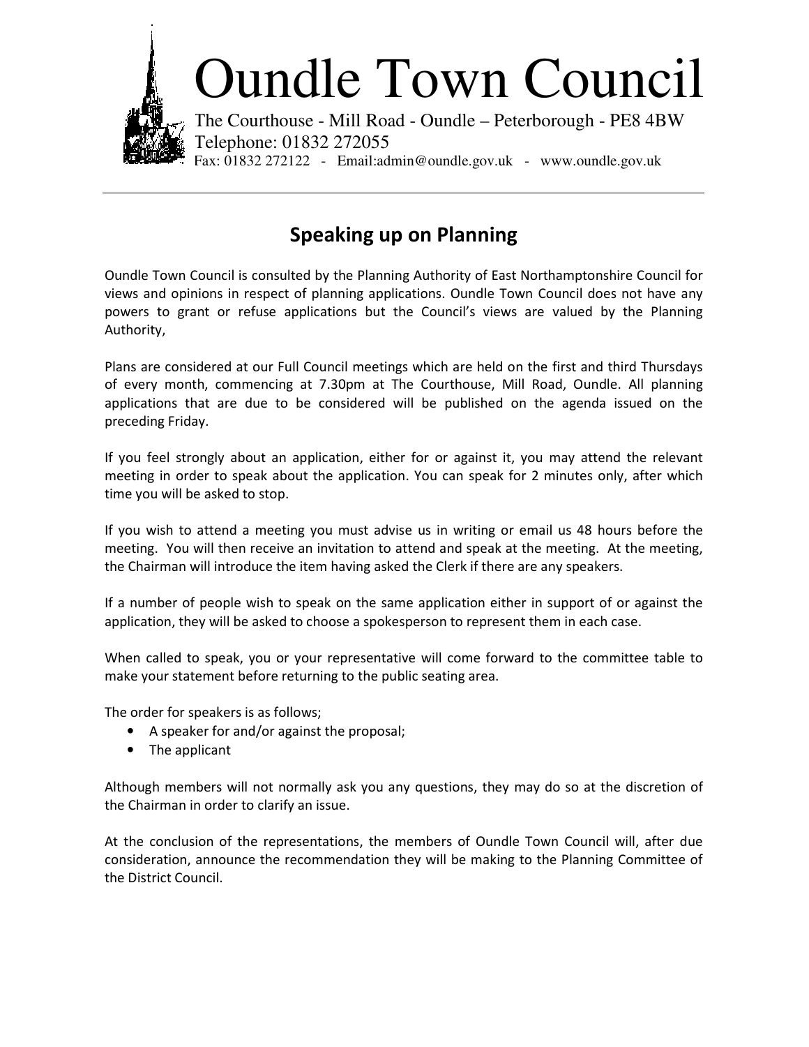# Oundle Town Council

The Courthouse - Mill Road - Oundle – Peterborough - PE8 4BW
Telephone: 01832 272055
Fax: 01832 272122 - Email:admin@oundle.gov.uk - www.oundle.gov.uk

---

## Speaking up on Planning

Oundle Town Council is consulted by the Planning Authority of East Northamptonshire Council for views and opinions in respect of planning applications. Oundle Town Council does not have any powers to grant or refuse applications but the Council's views are valued by the Planning Authority,

Plans are considered at our Full Council meetings which are held on the first and third Thursdays of every month, commencing at 7.30pm at The Courthouse, Mill Road, Oundle. All planning applications that are due to be considered will be published on the agenda issued on the preceding Friday.

If you feel strongly about an application, either for or against it, you may attend the relevant meeting in order to speak about the application. You can speak for 2 minutes only, after which time you will be asked to stop.

If you wish to attend a meeting you must advise us in writing or email us 48 hours before the meeting. You will then receive an invitation to attend and speak at the meeting. At the meeting, the Chairman will introduce the item having asked the Clerk if there are any speakers.

If a number of people wish to speak on the same application either in support of or against the application, they will be asked to choose a spokesperson to represent them in each case.

When called to speak, you or your representative will come forward to the committee table to make your statement before returning to the public seating area.

The order for speakers is as follows;

- A speaker for and/or against the proposal;
- The applicant

Although members will not normally ask you any questions, they may do so at the discretion of the Chairman in order to clarify an issue.

At the conclusion of the representations, the members of Oundle Town Council will, after due consideration, announce the recommendation they will be making to the Planning Committee of the District Council.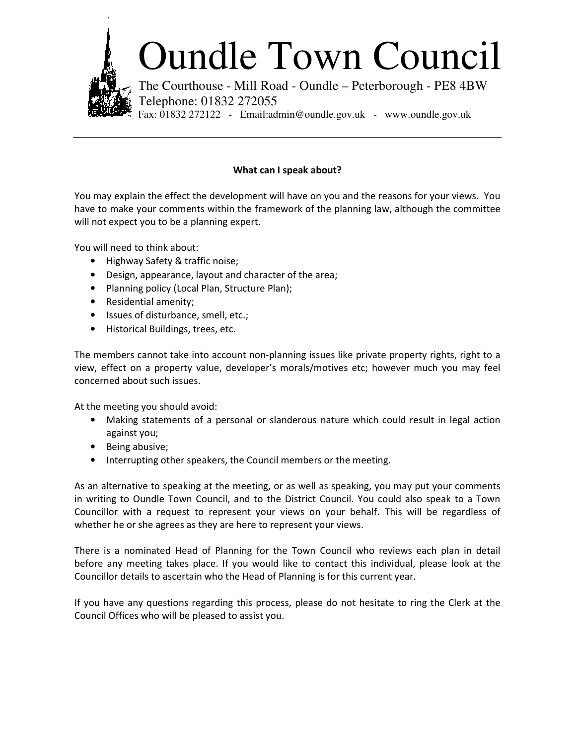# Oundle Town Council

The Courthouse - Mill Road - Oundle – Peterborough - PE8 4BW
Telephone: 01832 272055
Fax: 01832 272122 - Email:admin@oundle.gov.uk - www.oundle.gov.uk

---

**What can I speak about?**

You may explain the effect the development will have on you and the reasons for your views. You have to make your comments within the framework of the planning law, although the committee will not expect you to be a planning expert.

You will need to think about:

- Highway Safety & traffic noise;
- Design, appearance, layout and character of the area;
- Planning policy (Local Plan, Structure Plan);
- Residential amenity;
- Issues of disturbance, smell, etc.;
- Historical Buildings, trees, etc.

The members cannot take into account non-planning issues like private property rights, right to a view, effect on a property value, developer's morals/motives etc; however much you may feel concerned about such issues.

At the meeting you should avoid:

- Making statements of a personal or slanderous nature which could result in legal action against you;
- Being abusive;
- Interrupting other speakers, the Council members or the meeting.

As an alternative to speaking at the meeting, or as well as speaking, you may put your comments in writing to Oundle Town Council, and to the District Council. You could also speak to a Town Councillor with a request to represent your views on your behalf. This will be regardless of whether he or she agrees as they are here to represent your views.

There is a nominated Head of Planning for the Town Council who reviews each plan in detail before any meeting takes place. If you would like to contact this individual, please look at the Councillor details to ascertain who the Head of Planning is for this current year.

If you have any questions regarding this process, please do not hesitate to ring the Clerk at the Council Offices who will be pleased to assist you.